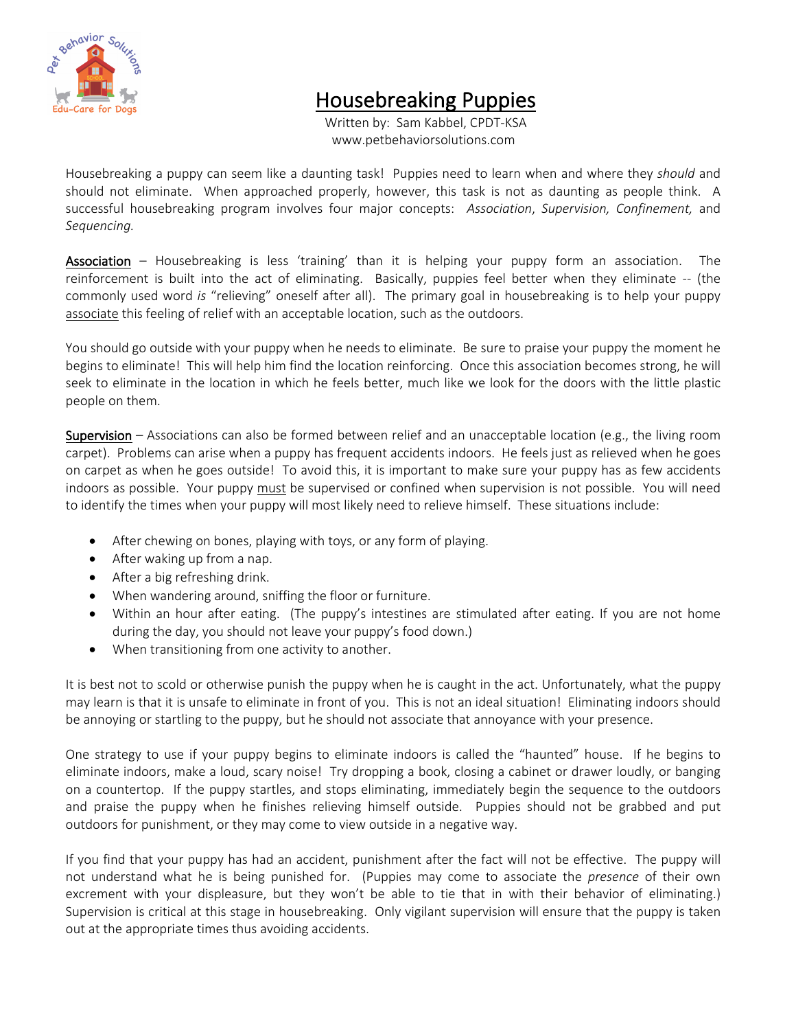# Housebreaking Puppies

Written by: Sam Kabbel, CPDT-KSA
www.petbehaviorsolutions.com

Housebreaking a puppy can seem like a daunting task! Puppies need to learn when and where they *should* and should not eliminate. When approached properly, however, this task is not as daunting as people think. A successful housebreaking program involves four major concepts: *Association*, *Supervision, Confinement,* and *Sequencing.*

<u>Association</u> – Housebreaking is less 'training' than it is helping your puppy form an association. The reinforcement is built into the act of eliminating. Basically, puppies feel better when they eliminate -- (the commonly used word *is* "relieving" oneself after all). The primary goal in housebreaking is to help your puppy <u>associate</u> this feeling of relief with an acceptable location, such as the outdoors.

You should go outside with your puppy when he needs to eliminate. Be sure to praise your puppy the moment he begins to eliminate! This will help him find the location reinforcing. Once this association becomes strong, he will seek to eliminate in the location in which he feels better, much like we look for the doors with the little plastic people on them.

<u>Supervision</u> – Associations can also be formed between relief and an unacceptable location (e.g., the living room carpet). Problems can arise when a puppy has frequent accidents indoors. He feels just as relieved when he goes on carpet as when he goes outside! To avoid this, it is important to make sure your puppy has as few accidents indoors as possible. Your puppy <u>must</u> be supervised or confined when supervision is not possible. You will need to identify the times when your puppy will most likely need to relieve himself. These situations include:

- After chewing on bones, playing with toys, or any form of playing.
- After waking up from a nap.
- After a big refreshing drink.
- When wandering around, sniffing the floor or furniture.
- Within an hour after eating. (The puppy's intestines are stimulated after eating. If you are not home during the day, you should not leave your puppy's food down.)
- When transitioning from one activity to another.

It is best not to scold or otherwise punish the puppy when he is caught in the act. Unfortunately, what the puppy may learn is that it is unsafe to eliminate in front of you. This is not an ideal situation! Eliminating indoors should be annoying or startling to the puppy, but he should not associate that annoyance with your presence.

One strategy to use if your puppy begins to eliminate indoors is called the "haunted" house. If he begins to eliminate indoors, make a loud, scary noise! Try dropping a book, closing a cabinet or drawer loudly, or banging on a countertop. If the puppy startles, and stops eliminating, immediately begin the sequence to the outdoors and praise the puppy when he finishes relieving himself outside. Puppies should not be grabbed and put outdoors for punishment, or they may come to view outside in a negative way.

If you find that your puppy has had an accident, punishment after the fact will not be effective. The puppy will not understand what he is being punished for. (Puppies may come to associate the *presence* of their own excrement with your displeasure, but they won't be able to tie that in with their behavior of eliminating.) Supervision is critical at this stage in housebreaking. Only vigilant supervision will ensure that the puppy is taken out at the appropriate times thus avoiding accidents.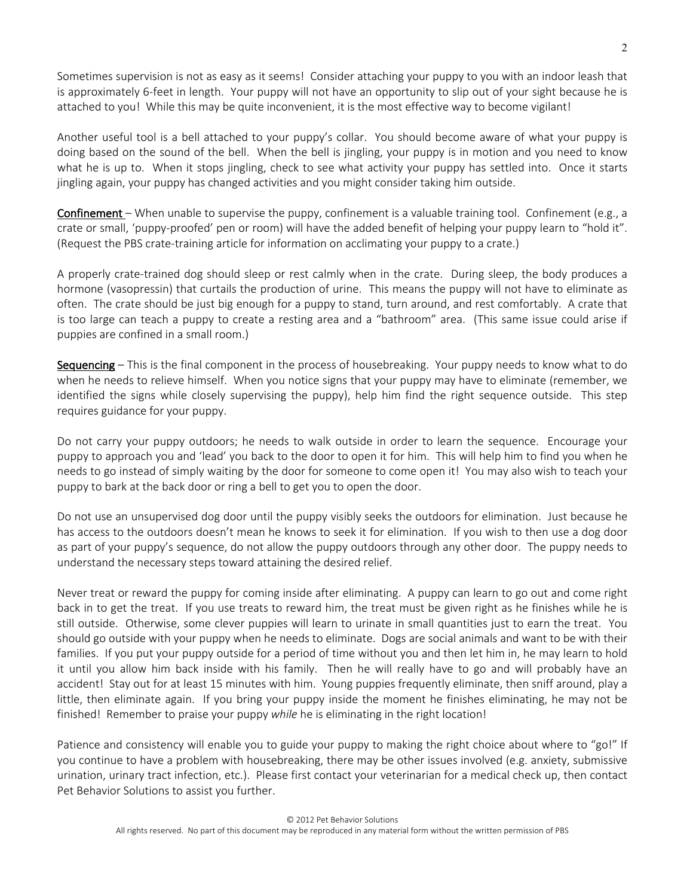Sometimes supervision is not as easy as it seems! Consider attaching your puppy to you with an indoor leash that is approximately 6-feet in length. Your puppy will not have an opportunity to slip out of your sight because he is attached to you! While this may be quite inconvenient, it is the most effective way to become vigilant!

Another useful tool is a bell attached to your puppy's collar. You should become aware of what your puppy is doing based on the sound of the bell. When the bell is jingling, your puppy is in motion and you need to know what he is up to. When it stops jingling, check to see what activity your puppy has settled into. Once it starts jingling again, your puppy has changed activities and you might consider taking him outside.

**Confinement** – When unable to supervise the puppy, confinement is a valuable training tool. Confinement (e.g., a crate or small, 'puppy-proofed' pen or room) will have the added benefit of helping your puppy learn to "hold it". (Request the PBS crate-training article for information on acclimating your puppy to a crate.)

A properly crate-trained dog should sleep or rest calmly when in the crate. During sleep, the body produces a hormone (vasopressin) that curtails the production of urine. This means the puppy will not have to eliminate as often. The crate should be just big enough for a puppy to stand, turn around, and rest comfortably. A crate that is too large can teach a puppy to create a resting area and a "bathroom" area. (This same issue could arise if puppies are confined in a small room.)

**Sequencing** – This is the final component in the process of housebreaking. Your puppy needs to know what to do when he needs to relieve himself. When you notice signs that your puppy may have to eliminate (remember, we identified the signs while closely supervising the puppy), help him find the right sequence outside. This step requires guidance for your puppy.

Do not carry your puppy outdoors; he needs to walk outside in order to learn the sequence. Encourage your puppy to approach you and 'lead' you back to the door to open it for him. This will help him to find you when he needs to go instead of simply waiting by the door for someone to come open it! You may also wish to teach your puppy to bark at the back door or ring a bell to get you to open the door.

Do not use an unsupervised dog door until the puppy visibly seeks the outdoors for elimination. Just because he has access to the outdoors doesn't mean he knows to seek it for elimination. If you wish to then use a dog door as part of your puppy's sequence, do not allow the puppy outdoors through any other door. The puppy needs to understand the necessary steps toward attaining the desired relief.

Never treat or reward the puppy for coming inside after eliminating. A puppy can learn to go out and come right back in to get the treat. If you use treats to reward him, the treat must be given right as he finishes while he is still outside. Otherwise, some clever puppies will learn to urinate in small quantities just to earn the treat. You should go outside with your puppy when he needs to eliminate. Dogs are social animals and want to be with their families. If you put your puppy outside for a period of time without you and then let him in, he may learn to hold it until you allow him back inside with his family. Then he will really have to go and will probably have an accident! Stay out for at least 15 minutes with him. Young puppies frequently eliminate, then sniff around, play a little, then eliminate again. If you bring your puppy inside the moment he finishes eliminating, he may not be finished! Remember to praise your puppy *while* he is eliminating in the right location!

Patience and consistency will enable you to guide your puppy to making the right choice about where to "go!" If you continue to have a problem with housebreaking, there may be other issues involved (e.g. anxiety, submissive urination, urinary tract infection, etc.). Please first contact your veterinarian for a medical check up, then contact Pet Behavior Solutions to assist you further.

© 2012 Pet Behavior Solutions
All rights reserved. No part of this document may be reproduced in any material form without the written permission of PBS